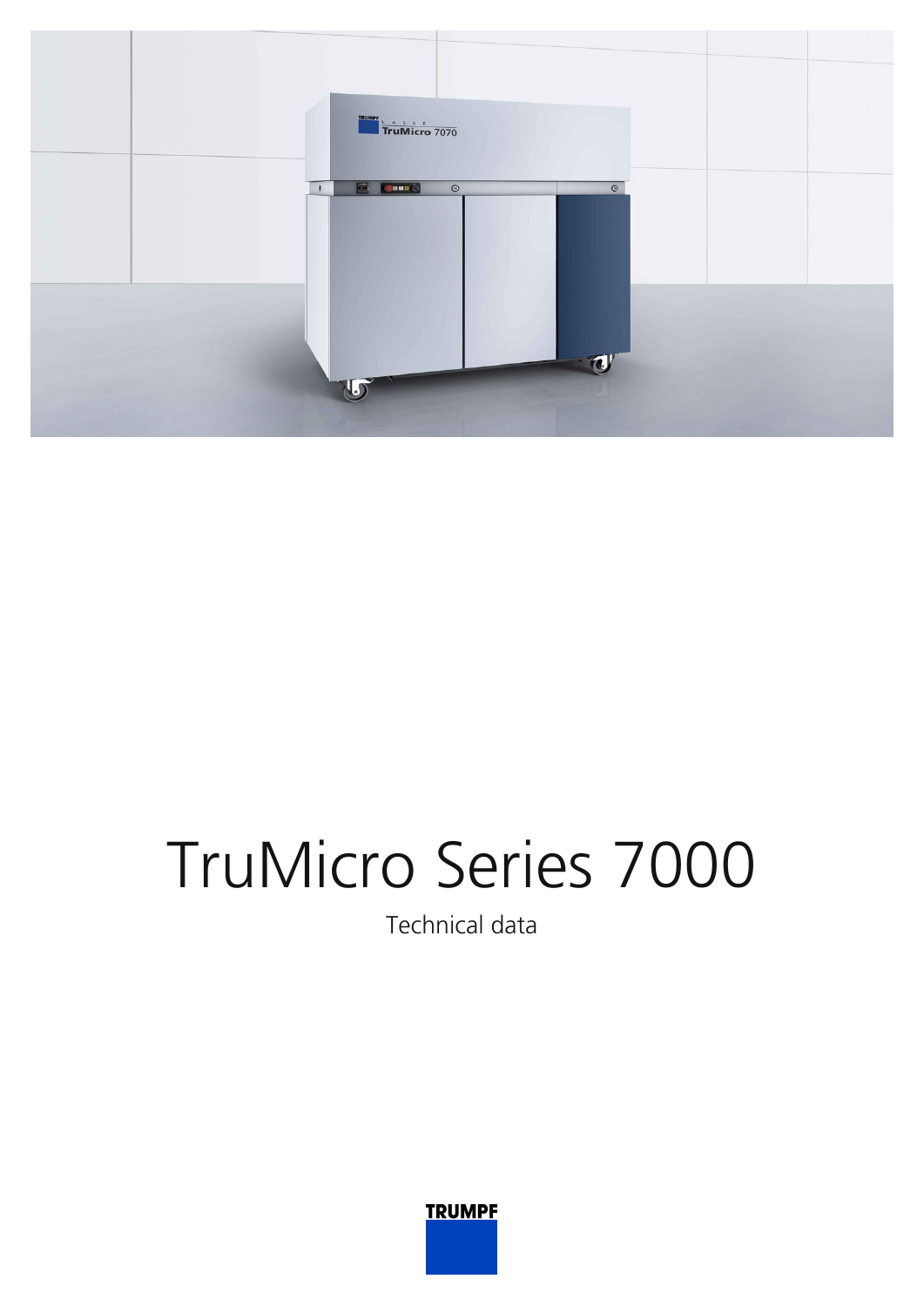# TruMicro Series 7000

Technical data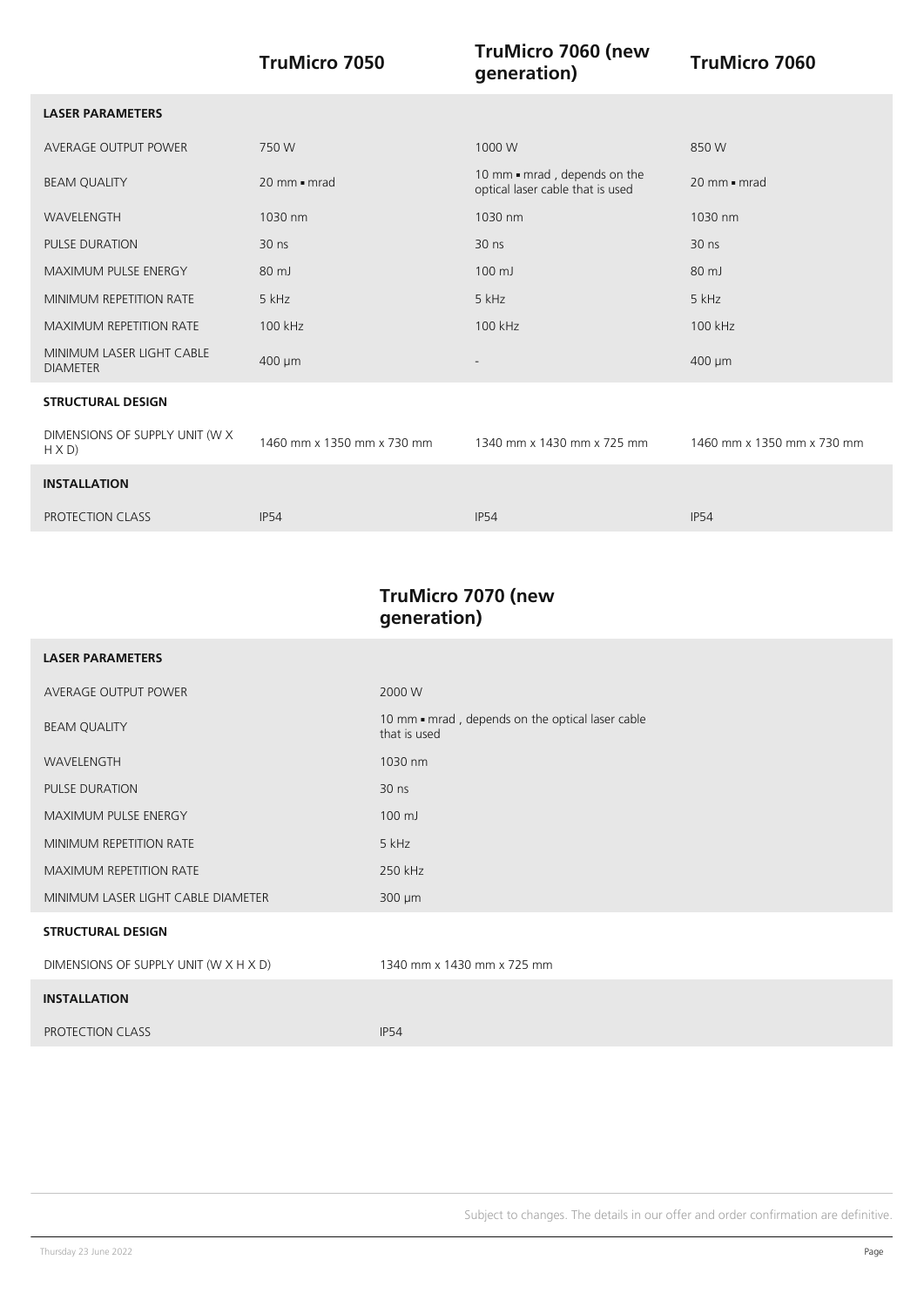| | TruMicro 7050 | TruMicro 7060 (new generation) | TruMicro 7060 |
|---|---|---|---|
| **LASER PARAMETERS** | | | |
| AVERAGE OUTPUT POWER | 750 W | 1000 W | 850 W |
| BEAM QUALITY | 20 mm ▪ mrad | 10 mm ▪ mrad , depends on the optical laser cable that is used | 20 mm ▪ mrad |
| WAVELENGTH | 1030 nm | 1030 nm | 1030 nm |
| PULSE DURATION | 30 ns | 30 ns | 30 ns |
| MAXIMUM PULSE ENERGY | 80 mJ | 100 mJ | 80 mJ |
| MINIMUM REPETITION RATE | 5 kHz | 5 kHz | 5 kHz |
| MAXIMUM REPETITION RATE | 100 kHz | 100 kHz | 100 kHz |
| MINIMUM LASER LIGHT CABLE DIAMETER | 400 µm | - | 400 µm |
| **STRUCTURAL DESIGN** | | | |
| DIMENSIONS OF SUPPLY UNIT (W X H X D) | 1460 mm x 1350 mm x 730 mm | 1340 mm x 1430 mm x 725 mm | 1460 mm x 1350 mm x 730 mm |
| **INSTALLATION** | | | |
| PROTECTION CLASS | IP54 | IP54 | IP54 |

| | TruMicro 7070 (new generation) |
|---|---|
| **LASER PARAMETERS** | |
| AVERAGE OUTPUT POWER | 2000 W |
| BEAM QUALITY | 10 mm ▪ mrad , depends on the optical laser cable that is used |
| WAVELENGTH | 1030 nm |
| PULSE DURATION | 30 ns |
| MAXIMUM PULSE ENERGY | 100 mJ |
| MINIMUM REPETITION RATE | 5 kHz |
| MAXIMUM REPETITION RATE | 250 kHz |
| MINIMUM LASER LIGHT CABLE DIAMETER | 300 µm |
| **STRUCTURAL DESIGN** | |
| DIMENSIONS OF SUPPLY UNIT (W X H X D) | 1340 mm x 1430 mm x 725 mm |
| **INSTALLATION** | |
| PROTECTION CLASS | IP54 |

Subject to changes. The details in our offer and order confirmation are definitive.

Thursday 23 June 2022